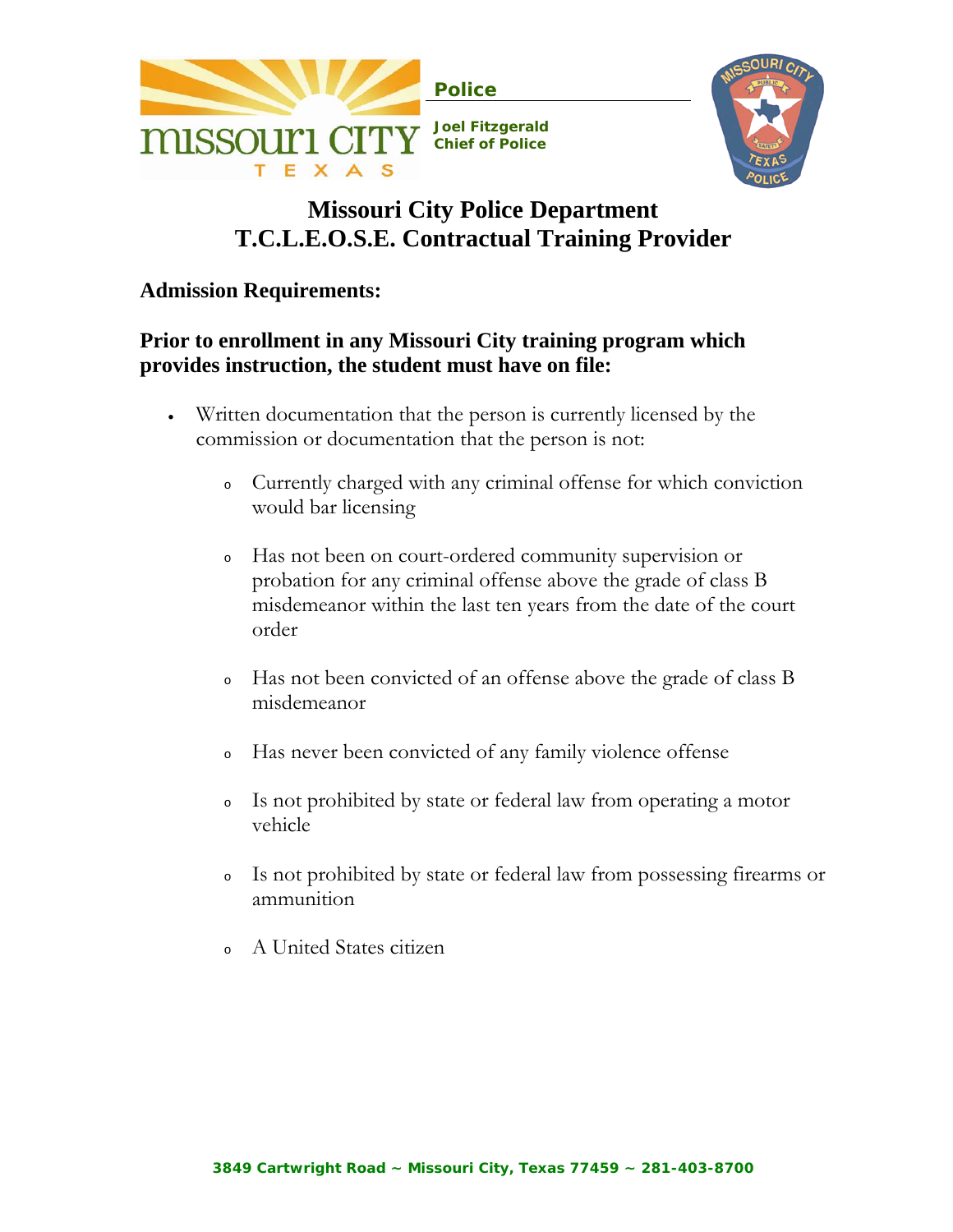Police

Joel Fitzgerald
Chief of Police

# Missouri City Police Department
# T.C.L.E.O.S.E. Contractual Training Provider

## Admission Requirements:

### Prior to enrollment in any Missouri City training program which provides instruction, the student must have on file:

- Written documentation that the person is currently licensed by the commission or documentation that the person is not:
  - Currently charged with any criminal offense for which conviction would bar licensing
  - Has not been on court-ordered community supervision or probation for any criminal offense above the grade of class B misdemeanor within the last ten years from the date of the court order
  - Has not been convicted of an offense above the grade of class B misdemeanor
  - Has never been convicted of any family violence offense
  - Is not prohibited by state or federal law from operating a motor vehicle
  - Is not prohibited by state or federal law from possessing firearms or ammunition
  - A United States citizen

3849 Cartwright Road ~ Missouri City, Texas 77459 ~ 281-403-8700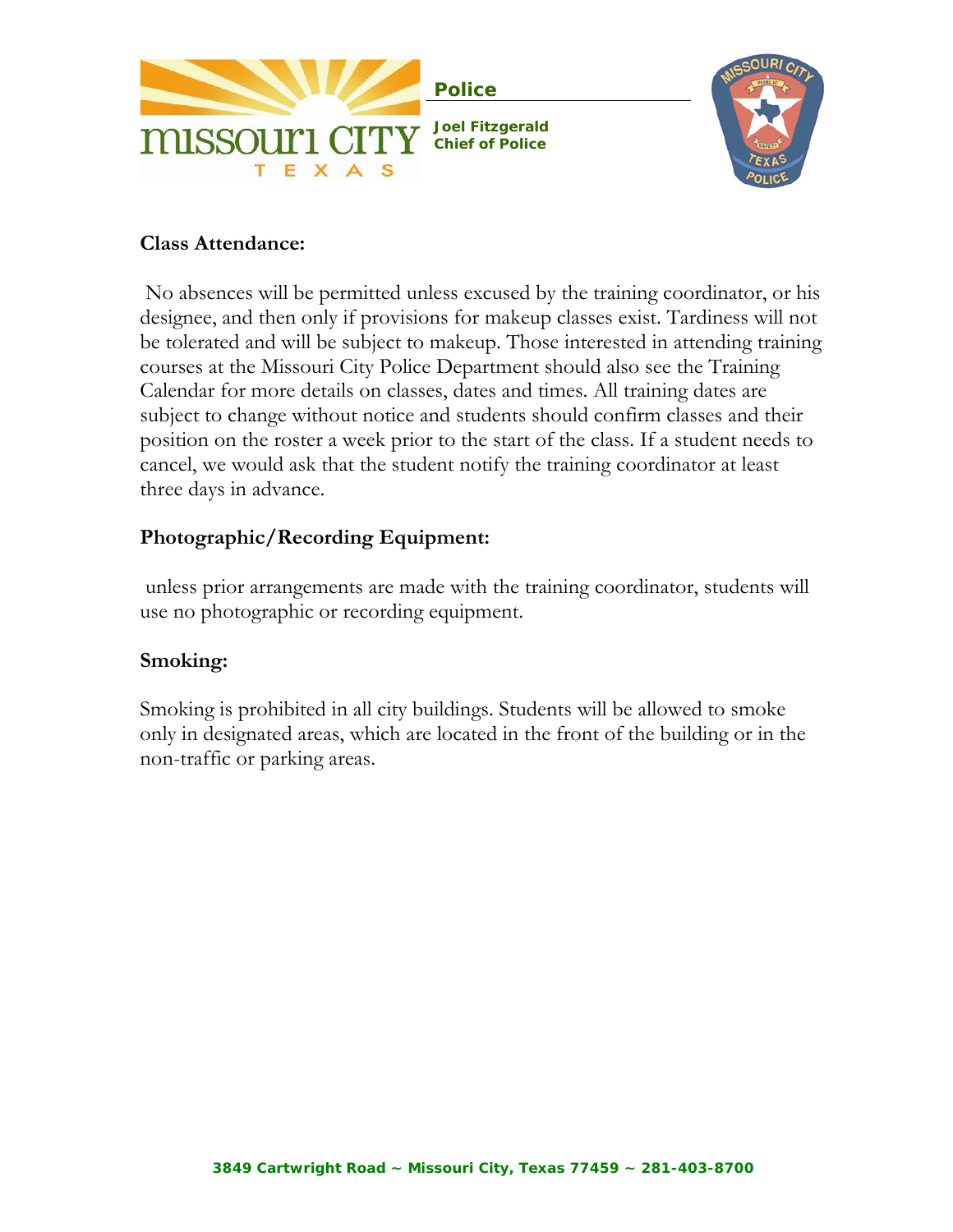## Class Attendance:

No absences will be permitted unless excused by the training coordinator, or his designee, and then only if provisions for makeup classes exist. Tardiness will not be tolerated and will be subject to makeup. Those interested in attending training courses at the Missouri City Police Department should also see the Training Calendar for more details on classes, dates and times. All training dates are subject to change without notice and students should confirm classes and their position on the roster a week prior to the start of the class. If a student needs to cancel, we would ask that the student notify the training coordinator at least three days in advance.

## Photographic/Recording Equipment:

unless prior arrangements are made with the training coordinator, students will use no photographic or recording equipment.

## Smoking:

Smoking is prohibited in all city buildings. Students will be allowed to smoke only in designated areas, which are located in the front of the building or in the non-traffic or parking areas.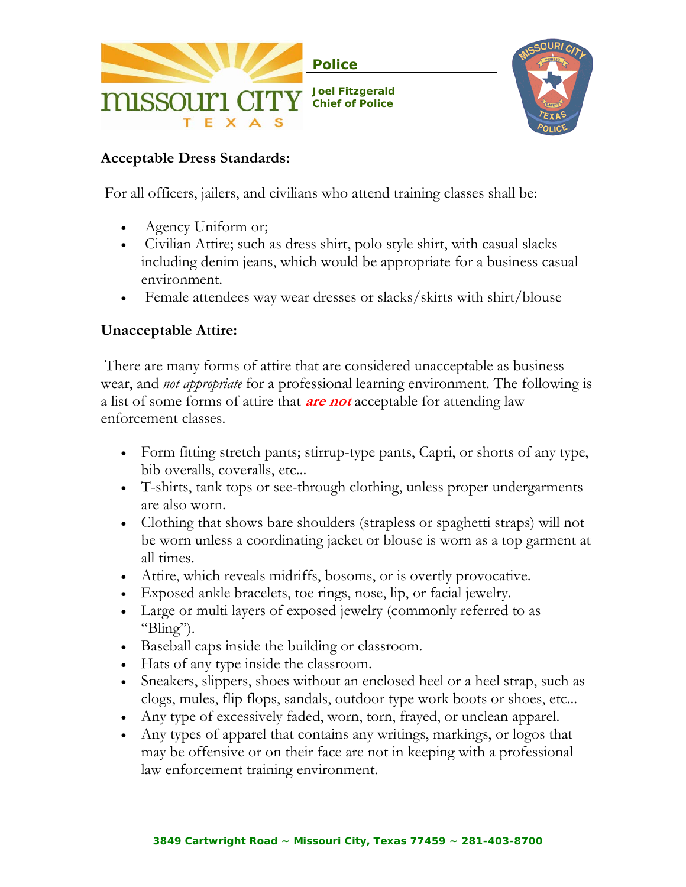Police

Joel Fitzgerald
Chief of Police

## Acceptable Dress Standards:

For all officers, jailers, and civilians who attend training classes shall be:

- Agency Uniform or;
- Civilian Attire; such as dress shirt, polo style shirt, with casual slacks including denim jeans, which would be appropriate for a business casual environment.
- Female attendees way wear dresses or slacks/skirts with shirt/blouse

## Unacceptable Attire:

There are many forms of attire that are considered unacceptable as business wear, and *not appropriate* for a professional learning environment. The following is a list of some forms of attire that ***are not*** acceptable for attending law enforcement classes.

- Form fitting stretch pants; stirrup-type pants, Capri, or shorts of any type, bib overalls, coveralls, etc...
- T-shirts, tank tops or see-through clothing, unless proper undergarments are also worn.
- Clothing that shows bare shoulders (strapless or spaghetti straps) will not be worn unless a coordinating jacket or blouse is worn as a top garment at all times.
- Attire, which reveals midriffs, bosoms, or is overtly provocative.
- Exposed ankle bracelets, toe rings, nose, lip, or facial jewelry.
- Large or multi layers of exposed jewelry (commonly referred to as "Bling").
- Baseball caps inside the building or classroom.
- Hats of any type inside the classroom.
- Sneakers, slippers, shoes without an enclosed heel or a heel strap, such as clogs, mules, flip flops, sandals, outdoor type work boots or shoes, etc...
- Any type of excessively faded, worn, torn, frayed, or unclean apparel.
- Any types of apparel that contains any writings, markings, or logos that may be offensive or on their face are not in keeping with a professional law enforcement training environment.

3849 Cartwright Road ~ Missouri City, Texas 77459 ~ 281-403-8700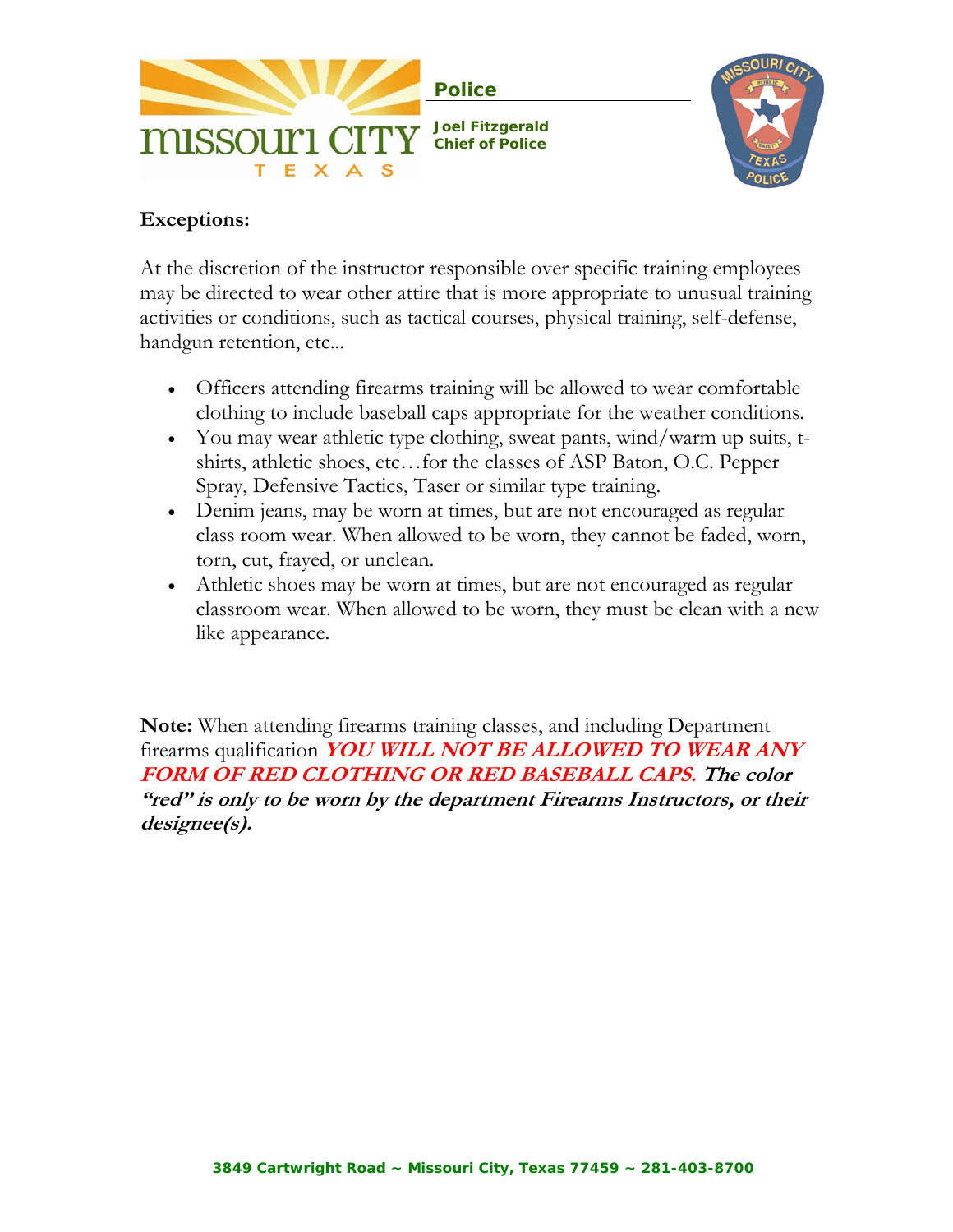**Exceptions:**

At the discretion of the instructor responsible over specific training employees may be directed to wear other attire that is more appropriate to unusual training activities or conditions, such as tactical courses, physical training, self-defense, handgun retention, etc...

- Officers attending firearms training will be allowed to wear comfortable clothing to include baseball caps appropriate for the weather conditions.
- You may wear athletic type clothing, sweat pants, wind/warm up suits, t-shirts, athletic shoes, etc…for the classes of ASP Baton, O.C. Pepper Spray, Defensive Tactics, Taser or similar type training.
- Denim jeans, may be worn at times, but are not encouraged as regular class room wear. When allowed to be worn, they cannot be faded, worn, torn, cut, frayed, or unclean.
- Athletic shoes may be worn at times, but are not encouraged as regular classroom wear. When allowed to be worn, they must be clean with a new like appearance.

**Note:** When attending firearms training classes, and including Department firearms qualification ***YOU WILL NOT BE ALLOWED TO WEAR ANY FORM OF RED CLOTHING OR RED BASEBALL CAPS. The color "red" is only to be worn by the department Firearms Instructors, or their designee(s).***